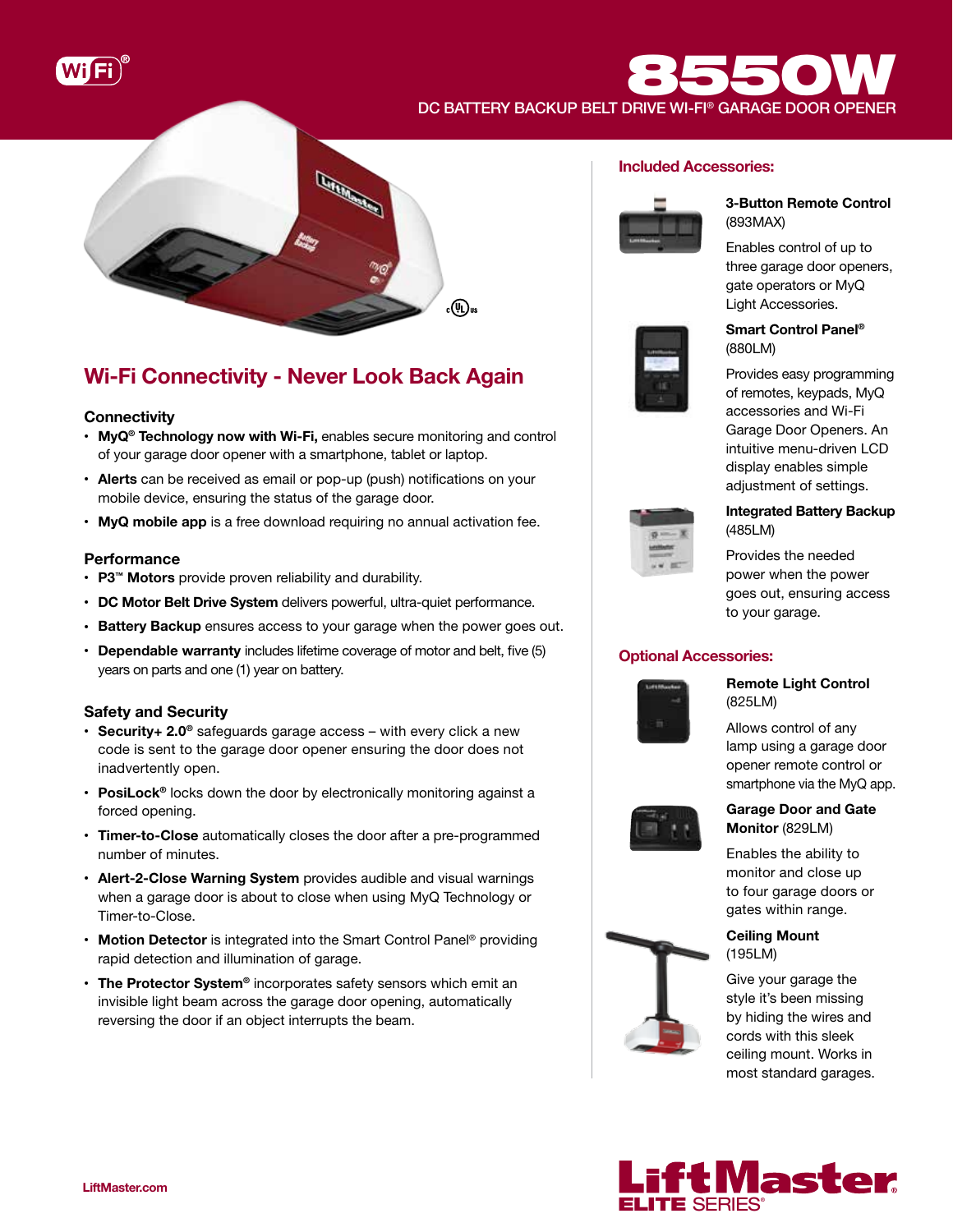# 8550W

DC BATTERY BACKUP BELT DRIVE WI-FI® GARAGE DOOR OPENER

## Wi-Fi Connectivity - Never Look Back Again

### Connectivity

- **MyQ® Technology now with Wi-Fi,** enables secure monitoring and control of your garage door opener with a smartphone, tablet or laptop.
- **Alerts** can be received as email or pop-up (push) notifications on your mobile device, ensuring the status of the garage door.
- **MyQ mobile app** is a free download requiring no annual activation fee.

### Performance

- **P3™ Motors** provide proven reliability and durability.
- **DC Motor Belt Drive System** delivers powerful, ultra-quiet performance.
- **Battery Backup** ensures access to your garage when the power goes out.
- **Dependable warranty** includes lifetime coverage of motor and belt, five (5) years on parts and one (1) year on battery.

### Safety and Security

- **Security+ 2.0®** safeguards garage access – with every click a new code is sent to the garage door opener ensuring the door does not inadvertently open.
- **PosiLock®** locks down the door by electronically monitoring against a forced opening.
- **Timer-to-Close** automatically closes the door after a pre-programmed number of minutes.
- **Alert-2-Close Warning System** provides audible and visual warnings when a garage door is about to close when using MyQ Technology or Timer-to-Close.
- **Motion Detector** is integrated into the Smart Control Panel® providing rapid detection and illumination of garage.
- **The Protector System®** incorporates safety sensors which emit an invisible light beam across the garage door opening, automatically reversing the door if an object interrupts the beam.

## Included Accessories:

**3-Button Remote Control** (893MAX)

Enables control of up to three garage door openers, gate operators or MyQ Light Accessories.

**Smart Control Panel®** (880LM)

Provides easy programming of remotes, keypads, MyQ accessories and Wi-Fi Garage Door Openers. An intuitive menu-driven LCD display enables simple adjustment of settings.

**Integrated Battery Backup** (485LM)

Provides the needed power when the power goes out, ensuring access to your garage.

## Optional Accessories:

**Remote Light Control** (825LM)

Allows control of any lamp using a garage door opener remote control or smartphone via the MyQ app.

**Garage Door and Gate Monitor** (829LM)

Enables the ability to monitor and close up to four garage doors or gates within range.

**Ceiling Mount** (195LM)

Give your garage the style it's been missing by hiding the wires and cords with this sleek ceiling mount. Works in most standard garages.

LiftMaster.com

LiftMaster® ELITE SERIES®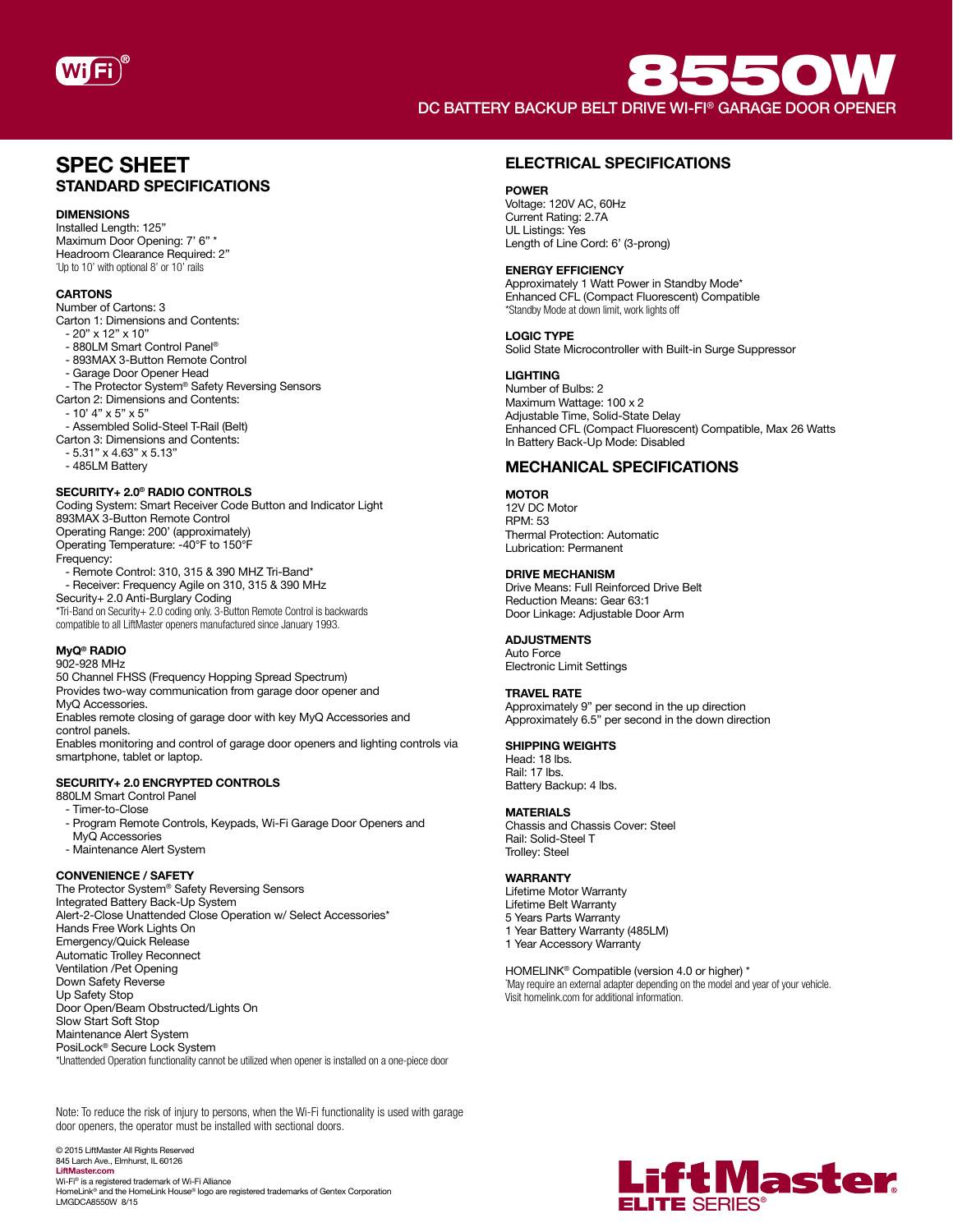# 8550W

DC BATTERY BACKUP BELT DRIVE WI-FI® GARAGE DOOR OPENER

## SPEC SHEET

## STANDARD SPECIFICATIONS

### DIMENSIONS

Installed Length: 125”
Maximum Door Opening: 7' 6” *
Headroom Clearance Required: 2”
*Up to 10' with optional 8' or 10' rails

### CARTONS

Number of Cartons: 3
Carton 1: Dimensions and Contents:
- 20” x 12” x 10”
- 880LM Smart Control Panel®
- 893MAX 3-Button Remote Control
- Garage Door Opener Head
- The Protector System® Safety Reversing Sensors

Carton 2: Dimensions and Contents:
- 10' 4” x 5” x 5”
- Assembled Solid-Steel T-Rail (Belt)

Carton 3: Dimensions and Contents:
- 5.31” x 4.63” x 5.13”
- 485LM Battery

### SECURITY+ 2.0® RADIO CONTROLS

Coding System: Smart Receiver Code Button and Indicator Light
893MAX 3-Button Remote Control
Operating Range: 200' (approximately)
Operating Temperature: -40°F to 150°F
Frequency:
- Remote Control: 310, 315 & 390 MHZ Tri-Band*
- Receiver: Frequency Agile on 310, 315 & 390 MHz

Security+ 2.0 Anti-Burglary Coding
*Tri-Band on Security+ 2.0 coding only. 3-Button Remote Control is backwards compatible to all LiftMaster openers manufactured since January 1993.

### MyQ® RADIO

902-928 MHz
50 Channel FHSS (Frequency Hopping Spread Spectrum)
Provides two-way communication from garage door opener and MyQ Accessories.
Enables remote closing of garage door with key MyQ Accessories and control panels.
Enables monitoring and control of garage door openers and lighting controls via smartphone, tablet or laptop.

### SECURITY+ 2.0 ENCRYPTED CONTROLS

880LM Smart Control Panel
- Timer-to-Close
- Program Remote Controls, Keypads, Wi-Fi Garage Door Openers and MyQ Accessories
- Maintenance Alert System

### CONVENIENCE / SAFETY

The Protector System® Safety Reversing Sensors
Integrated Battery Back-Up System
Alert-2-Close Unattended Close Operation w/ Select Accessories*
Hands Free Work Lights On
Emergency/Quick Release
Automatic Trolley Reconnect
Ventilation /Pet Opening
Down Safety Reverse
Up Safety Stop
Door Open/Beam Obstructed/Lights On
Slow Start Soft Stop
Maintenance Alert System
PosiLock® Secure Lock System
*Unattended Operation functionality cannot be utilized when opener is installed on a one-piece door

## ELECTRICAL SPECIFICATIONS

### POWER

Voltage: 120V AC, 60Hz
Current Rating: 2.7A
UL Listings: Yes
Length of Line Cord: 6' (3-prong)

### ENERGY EFFICIENCY

Approximately 1 Watt Power in Standby Mode*
Enhanced CFL (Compact Fluorescent) Compatible
*Standby Mode at down limit, work lights off

### LOGIC TYPE

Solid State Microcontroller with Built-in Surge Suppressor

### LIGHTING

Number of Bulbs: 2
Maximum Wattage: 100 x 2
Adjustable Time, Solid-State Delay
Enhanced CFL (Compact Fluorescent) Compatible, Max 26 Watts
In Battery Back-Up Mode: Disabled

## MECHANICAL SPECIFICATIONS

### MOTOR

12V DC Motor
RPM: 53
Thermal Protection: Automatic
Lubrication: Permanent

### DRIVE MECHANISM

Drive Means: Full Reinforced Drive Belt
Reduction Means: Gear 63:1
Door Linkage: Adjustable Door Arm

### ADJUSTMENTS

Auto Force
Electronic Limit Settings

### TRAVEL RATE

Approximately 9” per second in the up direction
Approximately 6.5” per second in the down direction

### SHIPPING WEIGHTS

Head: 18 lbs.
Rail: 17 lbs.
Battery Backup: 4 lbs.

### MATERIALS

Chassis and Chassis Cover: Steel
Rail: Solid-Steel T
Trolley: Steel

### WARRANTY

Lifetime Motor Warranty
Lifetime Belt Warranty
5 Years Parts Warranty
1 Year Battery Warranty (485LM)
1 Year Accessory Warranty

HOMELINK® Compatible (version 4.0 or higher) *
*May require an external adapter depending on the model and year of your vehicle. Visit homelink.com for additional information.

Note: To reduce the risk of injury to persons, when the Wi-Fi functionality is used with garage door openers, the operator must be installed with sectional doors.

© 2015 LiftMaster All Rights Reserved
845 Larch Ave., Elmhurst, IL 60126
LiftMaster.com
Wi-Fi® is a registered trademark of Wi-Fi Alliance
HomeLink® and the HomeLink House® logo are registered trademarks of Gentex Corporation
LMGDCA8550W 8/15

LiftMaster ELITE SERIES®